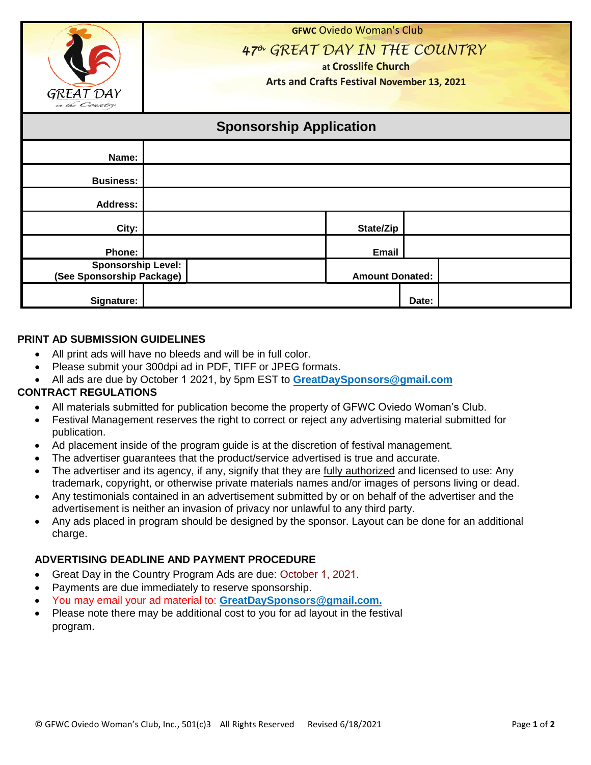GFWC Oviedo Woman's Club

# 47th GREAT DAY IN THE COUNTRY

at Crosslife Church

Arts and Crafts Festival November 13, 2021

## Sponsorship Application

| | | | |
|---|---|---|---|
| **Name:** | | | |
| **Business:** | | | |
| **Address:** | | | |
| **City:** | | **State/Zip** | |
| **Phone:** | | **Email** | |
| **Sponsorship Level: (See Sponsorship Package)** | | **Amount Donated:** | |
| **Signature:** | | **Date:** | |

### PRINT AD SUBMISSION GUIDELINES

- All print ads will have no bleeds and will be in full color.
- Please submit your 300dpi ad in PDF, TIFF or JPEG formats.
- All ads are due by October 1 2021, by 5pm EST to **GreatDaySponsors@gmail.com**

### CONTRACT REGULATIONS

- All materials submitted for publication become the property of GFWC Oviedo Woman's Club.
- Festival Management reserves the right to correct or reject any advertising material submitted for publication.
- Ad placement inside of the program guide is at the discretion of festival management.
- The advertiser guarantees that the product/service advertised is true and accurate.
- The advertiser and its agency, if any, signify that they are fully authorized and licensed to use: Any trademark, copyright, or otherwise private materials names and/or images of persons living or dead.
- Any testimonials contained in an advertisement submitted by or on behalf of the advertiser and the advertisement is neither an invasion of privacy nor unlawful to any third party.
- Any ads placed in program should be designed by the sponsor. Layout can be done for an additional charge.

### ADVERTISING DEADLINE AND PAYMENT PROCEDURE

- Great Day in the Country Program Ads are due: October 1, 2021.
- Payments are due immediately to reserve sponsorship.
- You may email your ad material to: **GreatDaySponsors@gmail.com.**
- Please note there may be additional cost to you for ad layout in the festival program.

© GFWC Oviedo Woman's Club, Inc., 501(c)3 All Rights Reserved Revised 6/18/2021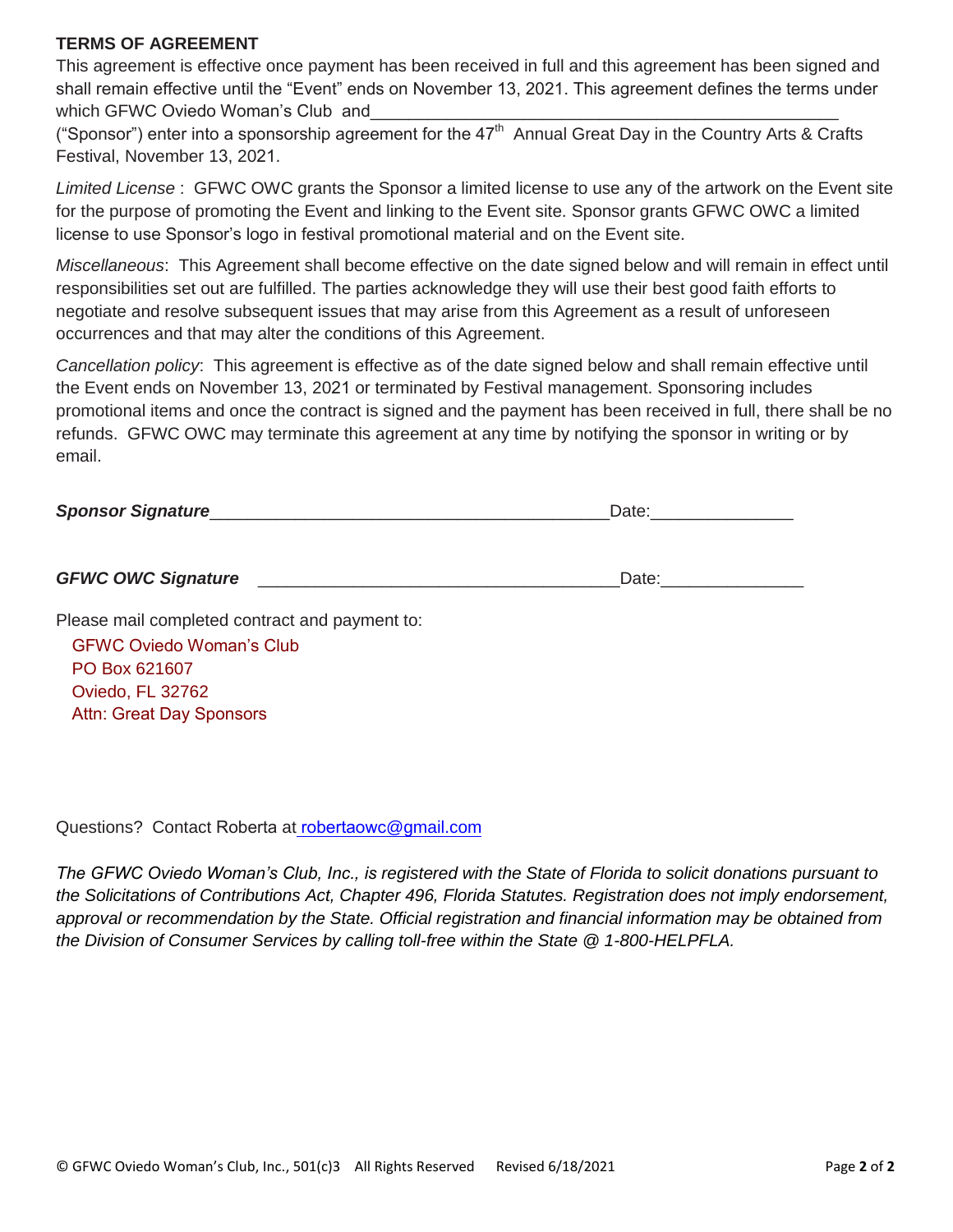**TERMS OF AGREEMENT**

This agreement is effective once payment has been received in full and this agreement has been signed and shall remain effective until the "Event" ends on November 13, 2021. This agreement defines the terms under which GFWC Oviedo Woman's Club and__________________________________________________ ("Sponsor") enter into a sponsorship agreement for the 47th Annual Great Day in the Country Arts & Crafts Festival, November 13, 2021.

*Limited License* : GFWC OWC grants the Sponsor a limited license to use any of the artwork on the Event site for the purpose of promoting the Event and linking to the Event site. Sponsor grants GFWC OWC a limited license to use Sponsor's logo in festival promotional material and on the Event site.

*Miscellaneous*: This Agreement shall become effective on the date signed below and will remain in effect until responsibilities set out are fulfilled. The parties acknowledge they will use their best good faith efforts to negotiate and resolve subsequent issues that may arise from this Agreement as a result of unforeseen occurrences and that may alter the conditions of this Agreement.

*Cancellation policy*: This agreement is effective as of the date signed below and shall remain effective until the Event ends on November 13, 2021 or terminated by Festival management. Sponsoring includes promotional items and once the contract is signed and the payment has been received in full, there shall be no refunds. GFWC OWC may terminate this agreement at any time by notifying the sponsor in writing or by email.

***Sponsor Signature***__________________________________________Date:_______________

***GFWC OWC Signature*** ______________________________________Date:_______________

Please mail completed contract and payment to:

GFWC Oviedo Woman's Club
PO Box 621607
Oviedo, FL 32762
Attn: Great Day Sponsors

Questions? Contact Roberta at robertaowc@gmail.com

*The GFWC Oviedo Woman's Club, Inc., is registered with the State of Florida to solicit donations pursuant to the Solicitations of Contributions Act, Chapter 496, Florida Statutes. Registration does not imply endorsement, approval or recommendation by the State. Official registration and financial information may be obtained from the Division of Consumer Services by calling toll-free within the State @ 1-800-HELPFLA.*

© GFWC Oviedo Woman's Club, Inc., 501(c)3 All Rights Reserved Revised 6/18/2021